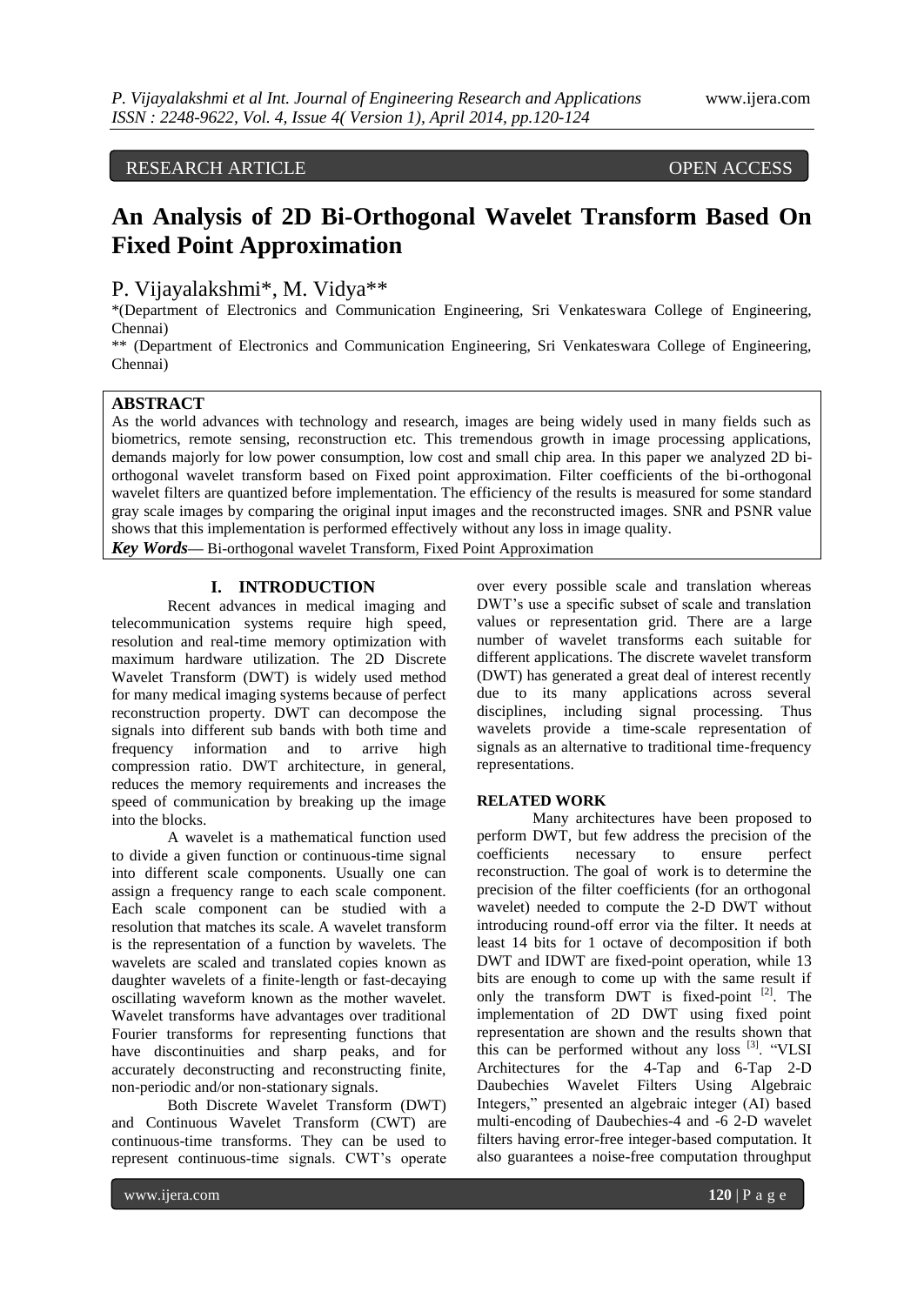RESEARCH ARTICLE OPEN ACCESS

# An Analysis of 2D Bi-Orthogonal Wavelet Transform Based On Fixed Point Approximation

P. Vijayalakshmi*, M. Vidya**

*(Department of Electronics and Communication Engineering, Sri Venkateswara College of Engineering, Chennai)

** (Department of Electronics and Communication Engineering, Sri Venkateswara College of Engineering, Chennai)

## ABSTRACT

As the world advances with technology and research, images are being widely used in many fields such as biometrics, remote sensing, reconstruction etc. This tremendous growth in image processing applications, demands majorly for low power consumption, low cost and small chip area. In this paper we analyzed 2D bi-orthogonal wavelet transform based on Fixed point approximation. Filter coefficients of the bi-orthogonal wavelet filters are quantized before implementation. The efficiency of the results is measured for some standard gray scale images by comparing the original input images and the reconstructed images. SNR and PSNR value shows that this implementation is performed effectively without any loss in image quality.

***Key Words*—** Bi-orthogonal wavelet Transform, Fixed Point Approximation

## I. INTRODUCTION

Recent advances in medical imaging and telecommunication systems require high speed, resolution and real-time memory optimization with maximum hardware utilization. The 2D Discrete Wavelet Transform (DWT) is widely used method for many medical imaging systems because of perfect reconstruction property. DWT can decompose the signals into different sub bands with both time and frequency information and to arrive high compression ratio. DWT architecture, in general, reduces the memory requirements and increases the speed of communication by breaking up the image into the blocks.

A wavelet is a mathematical function used to divide a given function or continuous-time signal into different scale components. Usually one can assign a frequency range to each scale component. Each scale component can be studied with a resolution that matches its scale. A wavelet transform is the representation of a function by wavelets. The wavelets are scaled and translated copies known as daughter wavelets of a finite-length or fast-decaying oscillating waveform known as the mother wavelet. Wavelet transforms have advantages over traditional Fourier transforms for representing functions that have discontinuities and sharp peaks, and for accurately deconstructing and reconstructing finite, non-periodic and/or non-stationary signals.

Both Discrete Wavelet Transform (DWT) and Continuous Wavelet Transform (CWT) are continuous-time transforms. They can be used to represent continuous-time signals. CWT's operate over every possible scale and translation whereas DWT's use a specific subset of scale and translation values or representation grid. There are a large number of wavelet transforms each suitable for different applications. The discrete wavelet transform (DWT) has generated a great deal of interest recently due to its many applications across several disciplines, including signal processing. Thus wavelets provide a time-scale representation of signals as an alternative to traditional time-frequency representations.

## RELATED WORK

Many architectures have been proposed to perform DWT, but few address the precision of the coefficients necessary to ensure perfect reconstruction. The goal of work is to determine the precision of the filter coefficients (for an orthogonal wavelet) needed to compute the 2-D DWT without introducing round-off error via the filter. It needs at least 14 bits for 1 octave of decomposition if both DWT and IDWT are fixed-point operation, while 13 bits are enough to come up with the same result if only the transform DWT is fixed-point [2]. The implementation of 2D DWT using fixed point representation are shown and the results shown that this can be performed without any loss [3]. "VLSI Architectures for the 4-Tap and 6-Tap 2-D Daubechies Wavelet Filters Using Algebraic Integers," presented an algebraic integer (AI) based multi-encoding of Daubechies-4 and -6 2-D wavelet filters having error-free integer-based computation. It also guarantees a noise-free computation throughput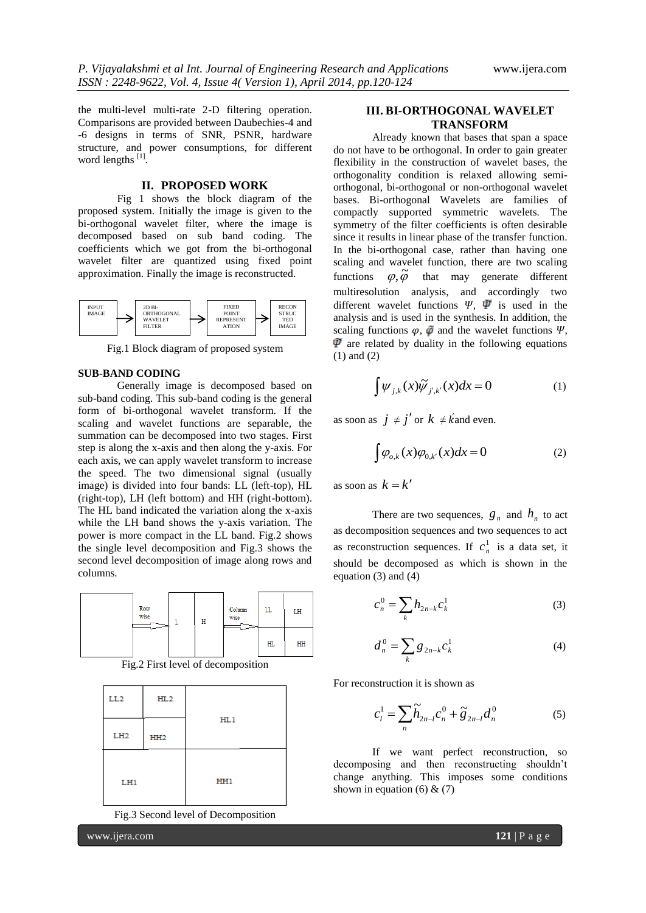the multi-level multi-rate 2-D filtering operation. Comparisons are provided between Daubechies-4 and -6 designs in terms of SNR, PSNR, hardware structure, and power consumptions, for different word lengths [1].

## II. PROPOSED WORK

Fig 1 shows the block diagram of the proposed system. Initially the image is given to the bi-orthogonal wavelet filter, where the image is decomposed based on sub band coding. The coefficients which we got from the bi-orthogonal wavelet filter are quantized using fixed point approximation. Finally the image is reconstructed.

INPUT IMAGE → 2D BI-ORTHOGONAL WAVELET FILTER → FIXED POINT REPRESENTATION → RECONSTRUCTED IMAGE

Fig.1 Block diagram of proposed system

### SUB-BAND CODING

Generally image is decomposed based on sub-band coding. This sub-band coding is the general form of bi-orthogonal wavelet transform. If the scaling and wavelet functions are separable, the summation can be decomposed into two stages. First step is along the x-axis and then along the y-axis. For each axis, we can apply wavelet transform to increase the speed. The two dimensional signal (usually image) is divided into four bands: LL (left-top), HL (right-top), LH (left bottom) and HH (right-bottom). The HL band indicated the variation along the x-axis while the LH band shows the y-axis variation. The power is more compact in the LL band. Fig.2 shows the single level decomposition and Fig.3 shows the second level decomposition of image along rows and columns.

Fig.2 First level of decomposition

Fig.3 Second level of Decomposition

## III. BI-ORTHOGONAL WAVELET TRANSFORM

Already known that bases that span a space do not have to be orthogonal. In order to gain greater flexibility in the construction of wavelet bases, the orthogonality condition is relaxed allowing semi-orthogonal, bi-orthogonal or non-orthogonal wavelet bases. Bi-orthogonal Wavelets are families of compactly supported symmetric wavelets. The symmetry of the filter coefficients is often desirable since it results in linear phase of the transfer function. In the bi-orthogonal case, rather than having one scaling and wavelet function, there are two scaling functions $\varphi, \tilde{\varphi}$ that may generate different multiresolution analysis, and accordingly two different wavelet functions $\Psi$, $\tilde{\Psi}$ is used in the analysis and is used in the synthesis. In addition, the scaling functions $\varphi$, $\tilde{\varphi}$ and the wavelet functions $\Psi$, $\tilde{\Psi}$ are related by duality in the following equations (1) and (2)

$$\int \psi_{j,k}(x)\tilde{\psi}_{j',k'}(x)dx = 0 \qquad (1)$$

as soon as $j \neq j'$ or $k \neq k'$ and even.

$$\int \varphi_{o,k}(x)\varphi_{0,k'}(x)dx = 0 \qquad (2)$$

as soon as $k = k'$

There are two sequences, $g_n$ and $h_n$ to act as decomposition sequences and two sequences to act as reconstruction sequences. If $c_n^1$ is a data set, it should be decomposed as which is shown in the equation (3) and (4)

$$c_n^0 = \sum_k h_{2n-k} c_k^1 \qquad (3)$$

$$d_n^0 = \sum_k g_{2n-k} c_k^1 \qquad (4)$$

For reconstruction it is shown as

$$c_l^1 = \sum_n \tilde{h}_{2n-l} c_n^0 + \tilde{g}_{2n-l} d_n^0 \qquad (5)$$

If we want perfect reconstruction, so decomposing and then reconstructing shouldn't change anything. This imposes some conditions shown in equation (6) & (7)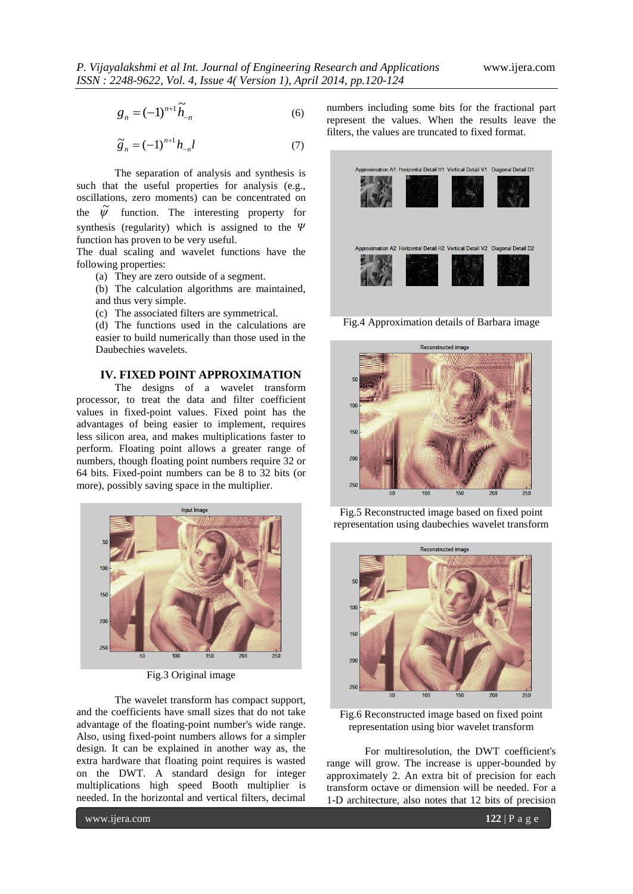$$g_n = (-1)^{n+1} \tilde{h}_{-n} \quad (6)$$

$$\tilde{g}_n = (-1)^{n+1} h_{-n} l \quad (7)$$

The separation of analysis and synthesis is such that the useful properties for analysis (e.g., oscillations, zero moments) can be concentrated on the $\tilde{\psi}$ function. The interesting property for synthesis (regularity) which is assigned to the $\Psi$ function has proven to be very useful.

The dual scaling and wavelet functions have the following properties:

(a) They are zero outside of a segment.

(b) The calculation algorithms are maintained, and thus very simple.

(c) The associated filters are symmetrical.

(d) The functions used in the calculations are easier to build numerically than those used in the Daubechies wavelets.

## IV. FIXED POINT APPROXIMATION

The designs of a wavelet transform processor, to treat the data and filter coefficient values in fixed-point values. Fixed point has the advantages of being easier to implement, requires less silicon area, and makes multiplications faster to perform. Floating point allows a greater range of numbers, though floating point numbers require 32 or 64 bits. Fixed-point numbers can be 8 to 32 bits (or more), possibly saving space in the multiplier.

Fig.3 Original image

The wavelet transform has compact support, and the coefficients have small sizes that do not take advantage of the floating-point number's wide range. Also, using fixed-point numbers allows for a simpler design. It can be explained in another way as, the extra hardware that floating point requires is wasted on the DWT. A standard design for integer multiplications high speed Booth multiplier is needed. In the horizontal and vertical filters, decimal numbers including some bits for the fractional part represent the values. When the results leave the filters, the values are truncated to fixed format.

Fig.4 Approximation details of Barbara image

Fig.5 Reconstructed image based on fixed point representation using daubechies wavelet transform

Fig.6 Reconstructed image based on fixed point representation using bior wavelet transform

For multiresolution, the DWT coefficient's range will grow. The increase is upper-bounded by approximately 2. An extra bit of precision for each transform octave or dimension will be needed. For a 1-D architecture, also notes that 12 bits of precision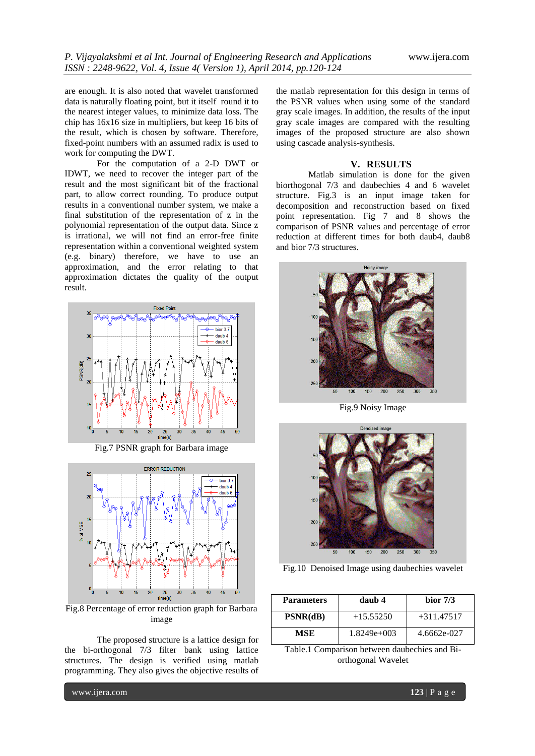are enough. It is also noted that wavelet transformed data is naturally floating point, but it itself round it to the nearest integer values, to minimize data loss. The chip has 16x16 size in multipliers, but keep 16 bits of the result, which is chosen by software. Therefore, fixed-point numbers with an assumed radix is used to work for computing the DWT.

For the computation of a 2-D DWT or IDWT, we need to recover the integer part of the result and the most significant bit of the fractional part, to allow correct rounding. To produce output results in a conventional number system, we make a final substitution of the representation of z in the polynomial representation of the output data. Since z is irrational, we will not find an error-free finite representation within a conventional weighted system (e.g. binary) therefore, we have to use an approximation, and the error relating to that approximation dictates the quality of the output result.

Fig.7 PSNR graph for Barbara image

Fig.8 Percentage of error reduction graph for Barbara image

The proposed structure is a lattice design for the bi-orthogonal 7/3 filter bank using lattice structures. The design is verified using matlab programming. They also gives the objective results of the matlab representation for this design in terms of the PSNR values when using some of the standard gray scale images. In addition, the results of the input gray scale images are compared with the resulting images of the proposed structure are also shown using cascade analysis-synthesis.

## V. RESULTS

Matlab simulation is done for the given biorthogonal 7/3 and daubechies 4 and 6 wavelet structure. Fig.3 is an input image taken for decomposition and reconstruction based on fixed point representation. Fig 7 and 8 shows the comparison of PSNR values and percentage of error reduction at different times for both daub4, daub8 and bior 7/3 structures.

Fig.9 Noisy Image

Fig.10 Denoised Image using daubechies wavelet

| Parameters | daub 4 | bior 7/3 |
|---|---|---|
| PSNR(dB) | +15.55250 | +311.47517 |
| MSE | 1.8249e+003 | 4.6662e-027 |

Table.1 Comparison between daubechies and Bi-orthogonal Wavelet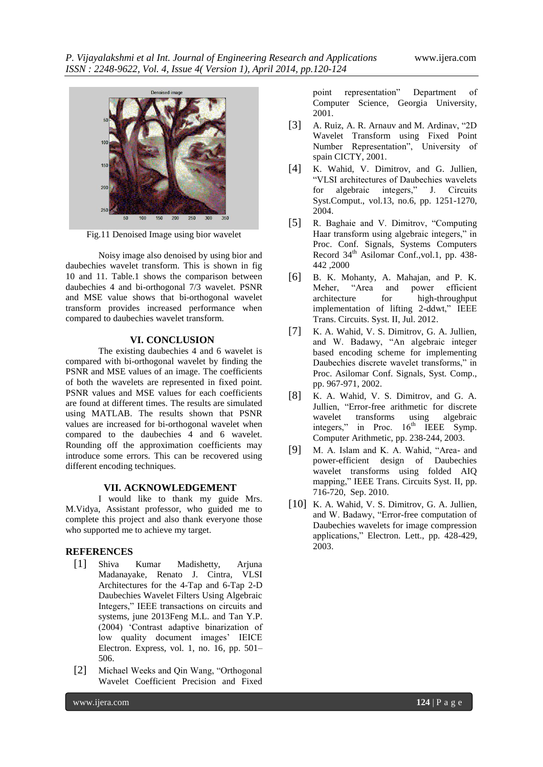Denoised image

50
100
150
200
250

50 100 150 200 250 300 350

Fig.11 Denoised Image using bior wavelet

Noisy image also denoised by using bior and daubechies wavelet transform. This is shown in fig 10 and 11. Table.1 shows the comparison between daubechies 4 and bi-orthogonal 7/3 wavelet. PSNR and MSE value shows that bi-orthogonal wavelet transform provides increased performance when compared to daubechies wavelet transform.

## VI. CONCLUSION

The existing daubechies 4 and 6 wavelet is compared with bi-orthogonal wavelet by finding the PSNR and MSE values of an image. The coefficients of both the wavelets are represented in fixed point. PSNR values and MSE values for each coefficients are found at different times. The results are simulated using MATLAB. The results shown that PSNR values are increased for bi-orthogonal wavelet when compared to the daubechies 4 and 6 wavelet. Rounding off the approximation coefficients may introduce some errors. This can be recovered using different encoding techniques.

## VII. ACKNOWLEDGEMENT

I would like to thank my guide Mrs. M.Vidya, Assistant professor, who guided me to complete this project and also thank everyone those who supported me to achieve my target.

## REFERENCES

[1] Shiva Kumar Madishetty, Arjuna Madanayake, Renato J. Cintra, VLSI Architectures for the 4-Tap and 6-Tap 2-D Daubechies Wavelet Filters Using Algebraic Integers," IEEE transactions on circuits and systems, june 2013Feng M.L. and Tan Y.P. (2004) 'Contrast adaptive binarization of low quality document images' IEICE Electron. Express, vol. 1, no. 16, pp. 501–506.

[2] Michael Weeks and Qin Wang, "Orthogonal Wavelet Coefficient Precision and Fixed point representation" Department of Computer Science, Georgia University, 2001.

[3] A. Ruiz, A. R. Arnauv and M. Ardinav, "2D Wavelet Transform using Fixed Point Number Representation", University of spain CICTY, 2001.

[4] K. Wahid, V. Dimitrov, and G. Jullien, "VLSI architectures of Daubechies wavelets for algebraic integers," J. Circuits Syst.Comput., vol.13, no.6, pp. 1251-1270, 2004.

[5] R. Baghaie and V. Dimitrov, "Computing Haar transform using algebraic integers," in Proc. Conf. Signals, Systems Computers Record 34th Asilomar Conf.,vol.1, pp. 438-442 ,2000

[6] B. K. Mohanty, A. Mahajan, and P. K. Meher, "Area and power efficient architecture for high-throughput implementation of lifting 2-ddwt," IEEE Trans. Circuits. Syst. II, Jul. 2012.

[7] K. A. Wahid, V. S. Dimitrov, G. A. Jullien, and W. Badawy, "An algebraic integer based encoding scheme for implementing Daubechies discrete wavelet transforms," in Proc. Asilomar Conf. Signals, Syst. Comp., pp. 967-971, 2002.

[8] K. A. Wahid, V. S. Dimitrov, and G. A. Jullien, "Error-free arithmetic for discrete wavelet transforms using algebraic integers," in Proc. 16th IEEE Symp. Computer Arithmetic, pp. 238-244, 2003.

[9] M. A. Islam and K. A. Wahid, "Area- and power-efficient design of Daubechies wavelet transforms using folded AIQ mapping," IEEE Trans. Circuits Syst. II, pp. 716-720, Sep. 2010.

[10] K. A. Wahid, V. S. Dimitrov, G. A. Jullien, and W. Badawy, "Error-free computation of Daubechies wavelets for image compression applications," Electron. Lett., pp. 428-429, 2003.